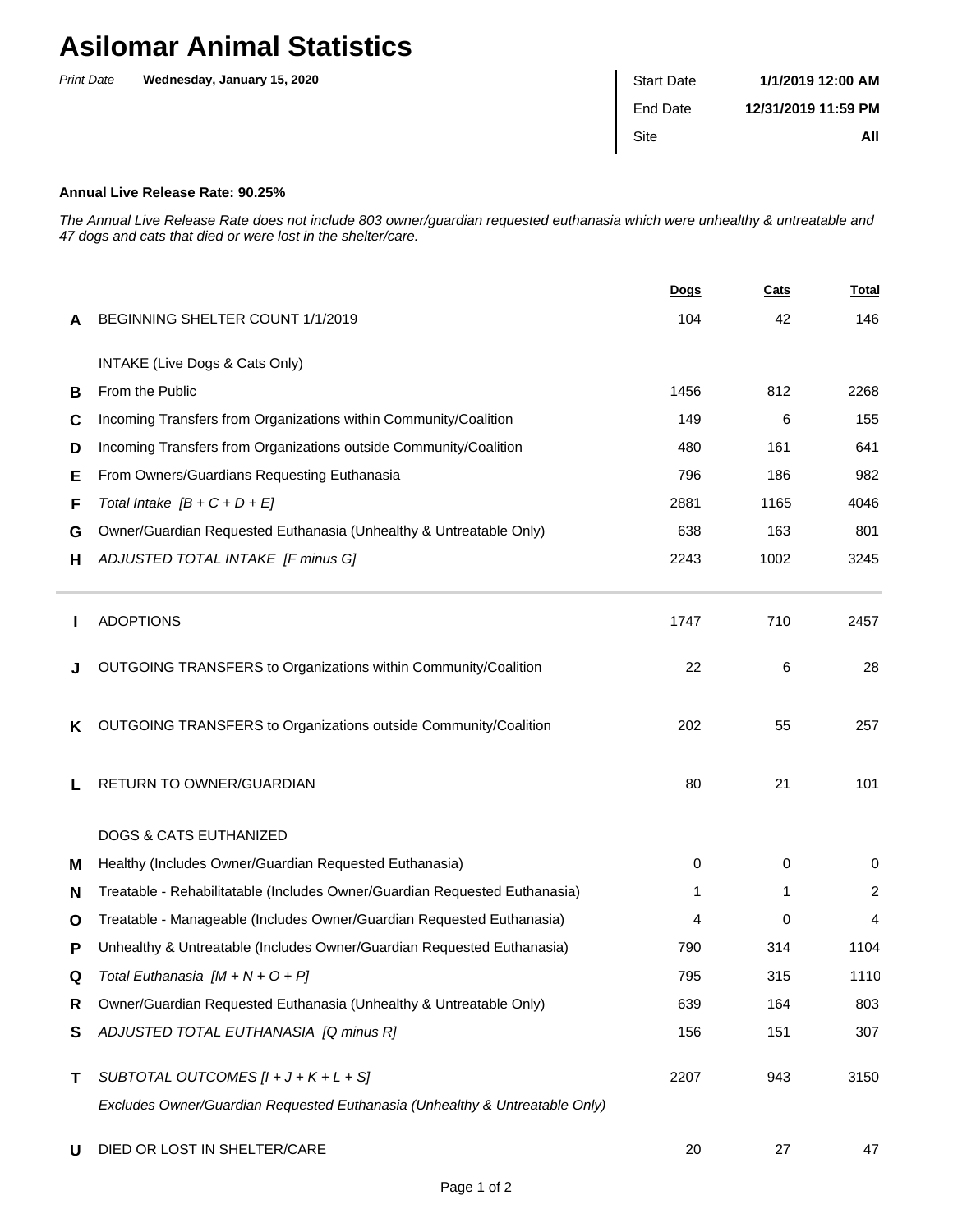# Asilomar Animal Statistics

*Print Date* **Wednesday, January 15, 2020**

| | |
|---|---|
| Start Date | **1/1/2019 12:00 AM** |
| End Date | **12/31/2019 11:59 PM** |
| Site | **All** |

**Annual Live Release Rate: 90.25%**

*The Annual Live Release Rate does not include 803 owner/guardian requested euthanasia which were unhealthy & untreatable and 47 dogs and cats that died or were lost in the shelter/care.*

| | | Dogs | Cats | Total |
|---|---|---|---|---|
| **A** | BEGINNING SHELTER COUNT 1/1/2019 | 104 | 42 | 146 |
| | INTAKE (Live Dogs & Cats Only) | | | |
| **B** | From the Public | 1456 | 812 | 2268 |
| **C** | Incoming Transfers from Organizations within Community/Coalition | 149 | 6 | 155 |
| **D** | Incoming Transfers from Organizations outside Community/Coalition | 480 | 161 | 641 |
| **E** | From Owners/Guardians Requesting Euthanasia | 796 | 186 | 982 |
| **F** | *Total Intake [B + C + D + E]* | 2881 | 1165 | 4046 |
| **G** | Owner/Guardian Requested Euthanasia (Unhealthy & Untreatable Only) | 638 | 163 | 801 |
| **H** | *ADJUSTED TOTAL INTAKE [F minus G]* | 2243 | 1002 | 3245 |
| **I** | ADOPTIONS | 1747 | 710 | 2457 |
| **J** | OUTGOING TRANSFERS to Organizations within Community/Coalition | 22 | 6 | 28 |
| **K** | OUTGOING TRANSFERS to Organizations outside Community/Coalition | 202 | 55 | 257 |
| **L** | RETURN TO OWNER/GUARDIAN | 80 | 21 | 101 |
| | DOGS & CATS EUTHANIZED | | | |
| **M** | Healthy (Includes Owner/Guardian Requested Euthanasia) | 0 | 0 | 0 |
| **N** | Treatable - Rehabilitatable (Includes Owner/Guardian Requested Euthanasia) | 1 | 1 | 2 |
| **O** | Treatable - Manageable (Includes Owner/Guardian Requested Euthanasia) | 4 | 0 | 4 |
| **P** | Unhealthy & Untreatable (Includes Owner/Guardian Requested Euthanasia) | 790 | 314 | 1104 |
| **Q** | *Total Euthanasia [M + N + O + P]* | 795 | 315 | 1110 |
| **R** | Owner/Guardian Requested Euthanasia (Unhealthy & Untreatable Only) | 639 | 164 | 803 |
| **S** | *ADJUSTED TOTAL EUTHANASIA [Q minus R]* | 156 | 151 | 307 |
| **T** | *SUBTOTAL OUTCOMES [I + J + K + L + S]* *Excludes Owner/Guardian Requested Euthanasia (Unhealthy & Untreatable Only)* | 2207 | 943 | 3150 |
| **U** | DIED OR LOST IN SHELTER/CARE | 20 | 27 | 47 |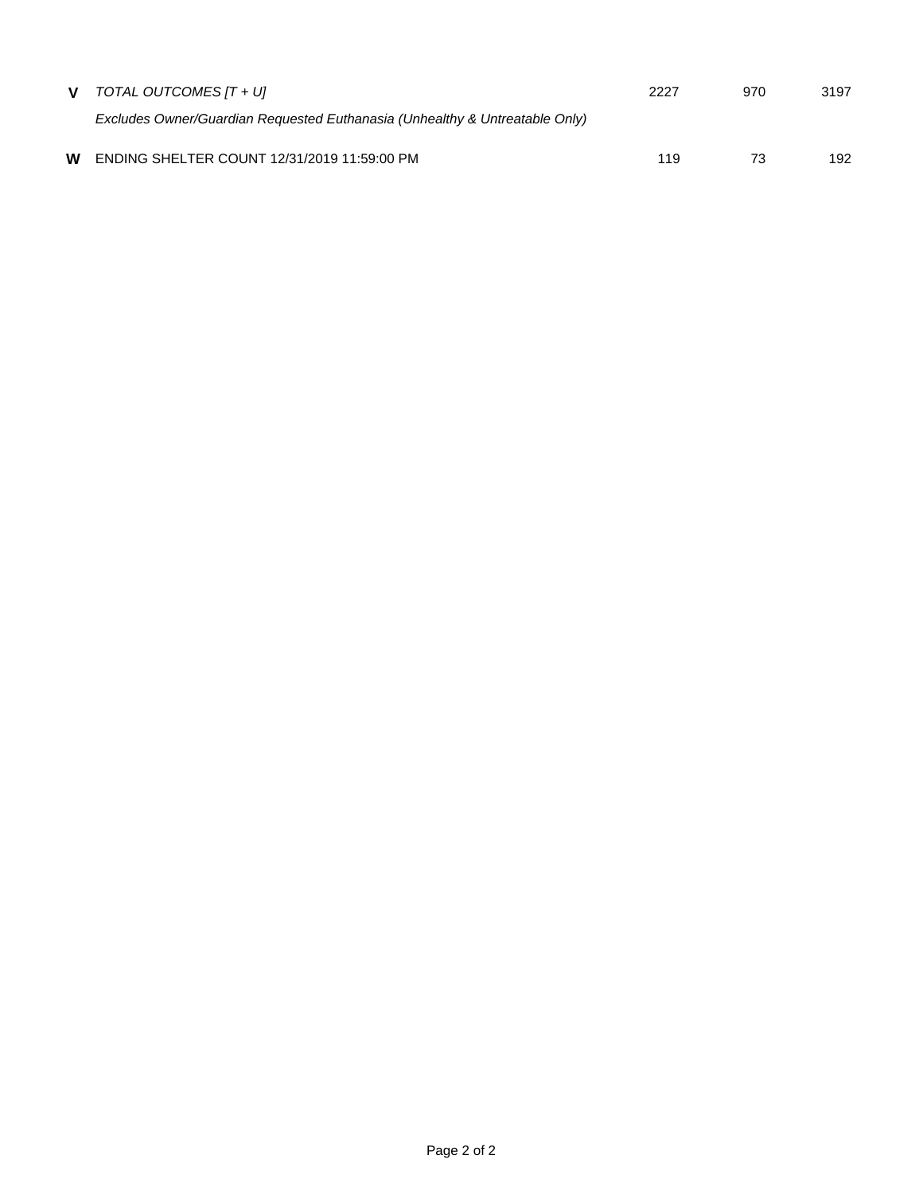| | | | | |
|---|---|---|---|---|
| **V** | *TOTAL OUTCOMES [T + U]* | 2227 | 970 | 3197 |
| | *Excludes Owner/Guardian Requested Euthanasia (Unhealthy & Untreatable Only)* | | | |
| **W** | ENDING SHELTER COUNT 12/31/2019 11:59:00 PM | 119 | 73 | 192 |